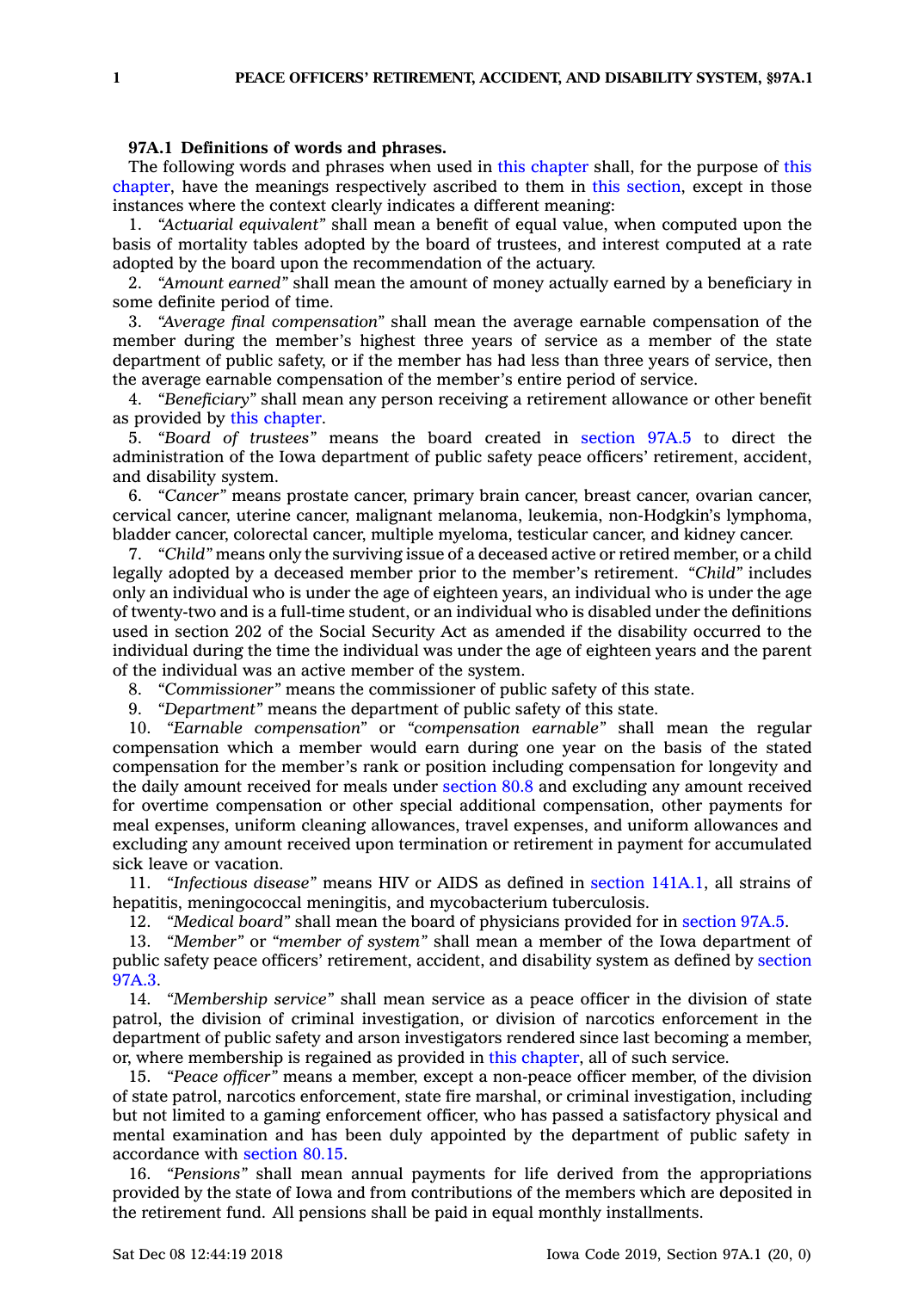**97A.1 Definitions of words and phrases.**

The following words and phrases when used in this chapter shall, for the purpose of this chapter, have the meanings respectively ascribed to them in this section, except in those instances where the context clearly indicates a different meaning:

1. *"Actuarial equivalent"* shall mean a benefit of equal value, when computed upon the basis of mortality tables adopted by the board of trustees, and interest computed at a rate adopted by the board upon the recommendation of the actuary.

2. *"Amount earned"* shall mean the amount of money actually earned by a beneficiary in some definite period of time.

3. *"Average final compensation"* shall mean the average earnable compensation of the member during the member's highest three years of service as a member of the state department of public safety, or if the member has had less than three years of service, then the average earnable compensation of the member's entire period of service.

4. *"Beneficiary"* shall mean any person receiving a retirement allowance or other benefit as provided by this chapter.

5. *"Board of trustees"* means the board created in section 97A.5 to direct the administration of the Iowa department of public safety peace officers' retirement, accident, and disability system.

6. *"Cancer"* means prostate cancer, primary brain cancer, breast cancer, ovarian cancer, cervical cancer, uterine cancer, malignant melanoma, leukemia, non-Hodgkin's lymphoma, bladder cancer, colorectal cancer, multiple myeloma, testicular cancer, and kidney cancer.

7. *"Child"* means only the surviving issue of a deceased active or retired member, or a child legally adopted by a deceased member prior to the member's retirement. *"Child"* includes only an individual who is under the age of eighteen years, an individual who is under the age of twenty-two and is a full-time student, or an individual who is disabled under the definitions used in section 202 of the Social Security Act as amended if the disability occurred to the individual during the time the individual was under the age of eighteen years and the parent of the individual was an active member of the system.

8. *"Commissioner"* means the commissioner of public safety of this state.

9. *"Department"* means the department of public safety of this state.

10. *"Earnable compensation"* or *"compensation earnable"* shall mean the regular compensation which a member would earn during one year on the basis of the stated compensation for the member's rank or position including compensation for longevity and the daily amount received for meals under section 80.8 and excluding any amount received for overtime compensation or other special additional compensation, other payments for meal expenses, uniform cleaning allowances, travel expenses, and uniform allowances and excluding any amount received upon termination or retirement in payment for accumulated sick leave or vacation.

11. *"Infectious disease"* means HIV or AIDS as defined in section 141A.1, all strains of hepatitis, meningococcal meningitis, and mycobacterium tuberculosis.

12. *"Medical board"* shall mean the board of physicians provided for in section 97A.5.

13. *"Member"* or *"member of system"* shall mean a member of the Iowa department of public safety peace officers' retirement, accident, and disability system as defined by section 97A.3.

14. *"Membership service"* shall mean service as a peace officer in the division of state patrol, the division of criminal investigation, or division of narcotics enforcement in the department of public safety and arson investigators rendered since last becoming a member, or, where membership is regained as provided in this chapter, all of such service.

15. *"Peace officer"* means a member, except a non-peace officer member, of the division of state patrol, narcotics enforcement, state fire marshal, or criminal investigation, including but not limited to a gaming enforcement officer, who has passed a satisfactory physical and mental examination and has been duly appointed by the department of public safety in accordance with section 80.15.

16. *"Pensions"* shall mean annual payments for life derived from the appropriations provided by the state of Iowa and from contributions of the members which are deposited in the retirement fund. All pensions shall be paid in equal monthly installments.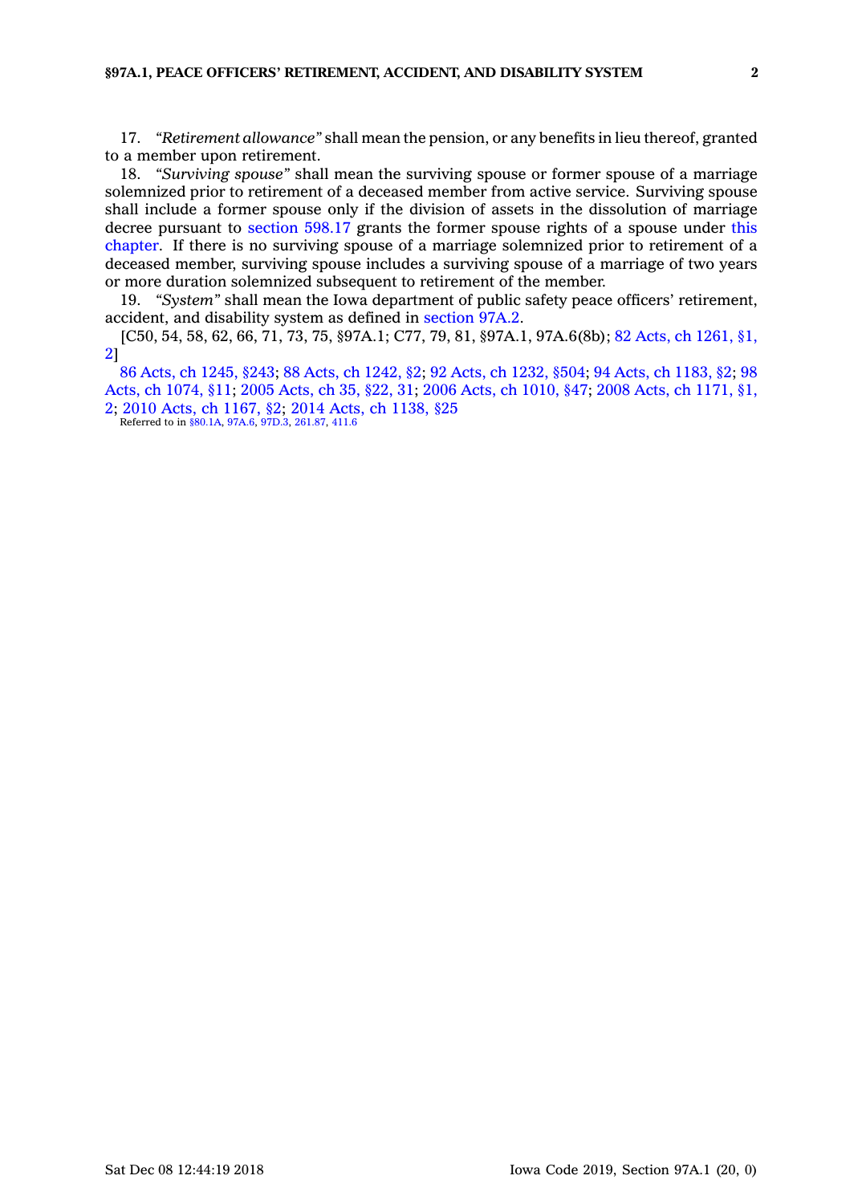17. *"Retirement allowance"* shall mean the pension, or any benefits in lieu thereof, granted to a member upon retirement.

18. *"Surviving spouse"* shall mean the surviving spouse or former spouse of a marriage solemnized prior to retirement of a deceased member from active service. Surviving spouse shall include a former spouse only if the division of assets in the dissolution of marriage decree pursuant to section 598.17 grants the former spouse rights of a spouse under this chapter. If there is no surviving spouse of a marriage solemnized prior to retirement of a deceased member, surviving spouse includes a surviving spouse of a marriage of two years or more duration solemnized subsequent to retirement of the member.

19. *"System"* shall mean the Iowa department of public safety peace officers' retirement, accident, and disability system as defined in section 97A.2.

[C50, 54, 58, 62, 66, 71, 73, 75, §97A.1; C77, 79, 81, §97A.1, 97A.6(8b); 82 Acts, ch 1261, §1, 2]

86 Acts, ch 1245, §243; 88 Acts, ch 1242, §2; 92 Acts, ch 1232, §504; 94 Acts, ch 1183, §2; 98 Acts, ch 1074, §11; 2005 Acts, ch 35, §22, 31; 2006 Acts, ch 1010, §47; 2008 Acts, ch 1171, §1, 2; 2010 Acts, ch 1167, §2; 2014 Acts, ch 1138, §25

Referred to in §80.1A, 97A.6, 97D.3, 261.87, 411.6